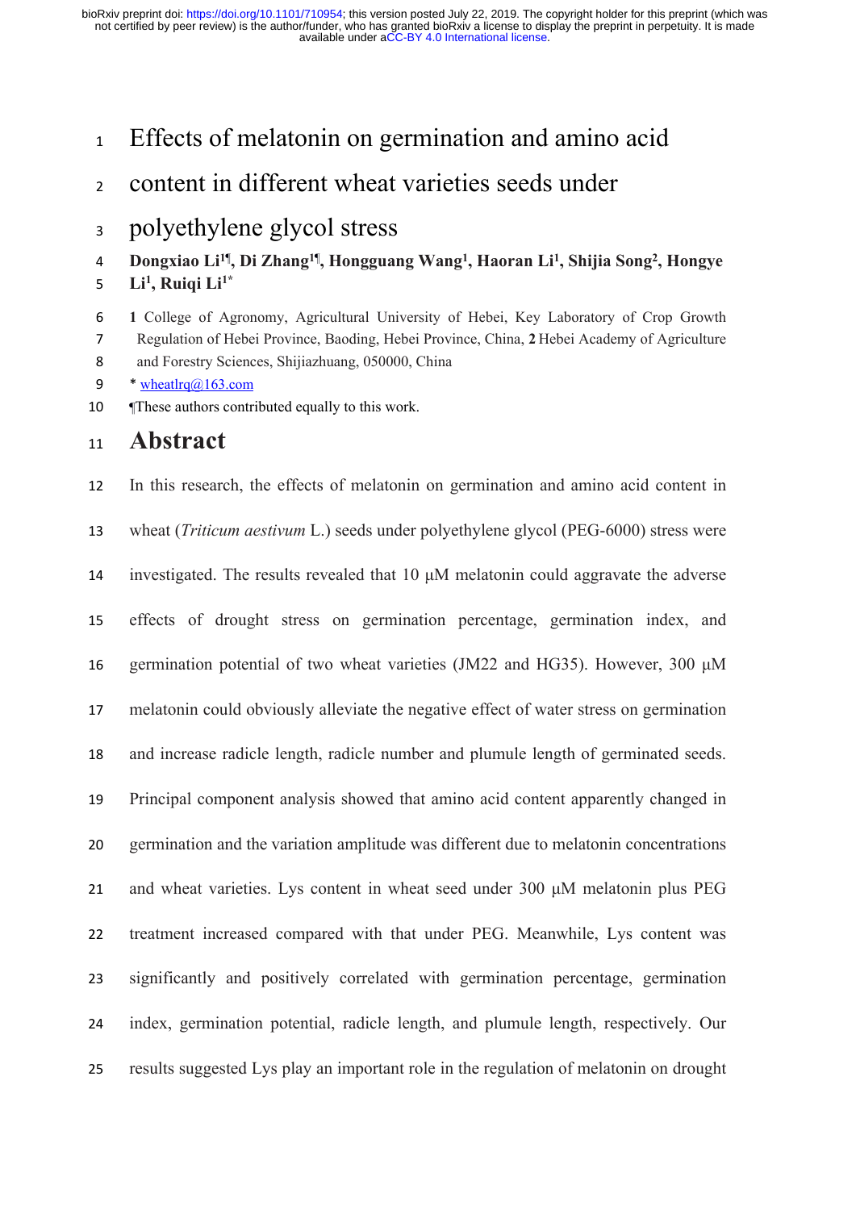# Effects of melatonin on germination and amino acid content in different wheat varieties seeds under polyethylene glycol stress

**Dongxiao Li[1¶], Di Zhang[1¶], Hongguang Wang[1], Haoran Li[1], Shijia Song[2], Hongye Li[1], Ruiqi Li[1*]**

**1** College of Agronomy, Agricultural University of Hebei, Key Laboratory of Crop Growth Regulation of Hebei Province, Baoding, Hebei Province, China, **2** Hebei Academy of Agriculture and Forestry Sciences, Shijiazhuang, 050000, China

\* wheatlrq@163.com

¶These authors contributed equally to this work.

## Abstract

In this research, the effects of melatonin on germination and amino acid content in wheat (*Triticum aestivum* L.) seeds under polyethylene glycol (PEG-6000) stress were investigated. The results revealed that 10 μM melatonin could aggravate the adverse effects of drought stress on germination percentage, germination index, and germination potential of two wheat varieties (JM22 and HG35). However, 300 μM melatonin could obviously alleviate the negative effect of water stress on germination and increase radicle length, radicle number and plumule length of germinated seeds. Principal component analysis showed that amino acid content apparently changed in germination and the variation amplitude was different due to melatonin concentrations and wheat varieties. Lys content in wheat seed under 300 μM melatonin plus PEG treatment increased compared with that under PEG. Meanwhile, Lys content was significantly and positively correlated with germination percentage, germination index, germination potential, radicle length, and plumule length, respectively. Our results suggested Lys play an important role in the regulation of melatonin on drought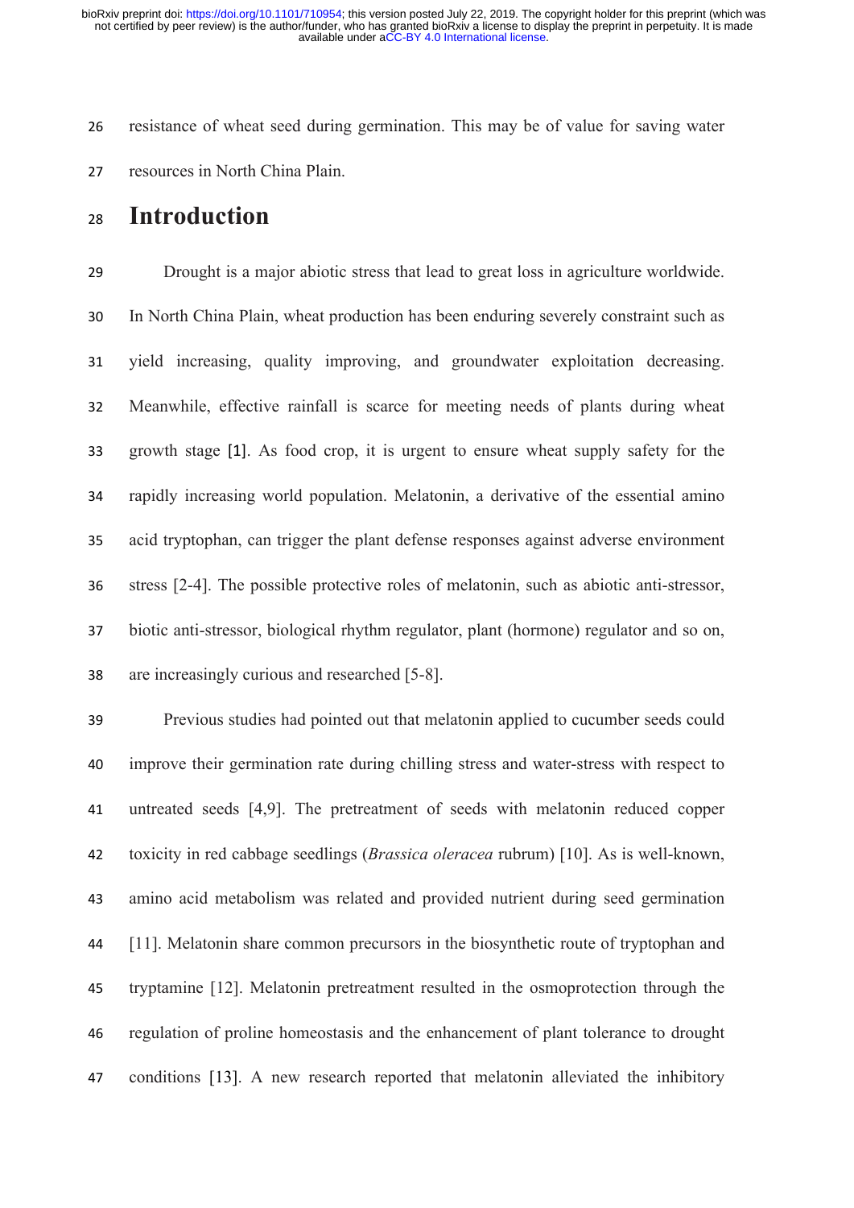resistance of wheat seed during germination. This may be of value for saving water resources in North China Plain.

# Introduction

Drought is a major abiotic stress that lead to great loss in agriculture worldwide. In North China Plain, wheat production has been enduring severely constraint such as yield increasing, quality improving, and groundwater exploitation decreasing. Meanwhile, effective rainfall is scarce for meeting needs of plants during wheat growth stage [1]. As food crop, it is urgent to ensure wheat supply safety for the rapidly increasing world population. Melatonin, a derivative of the essential amino acid tryptophan, can trigger the plant defense responses against adverse environment stress [2-4]. The possible protective roles of melatonin, such as abiotic anti-stressor, biotic anti-stressor, biological rhythm regulator, plant (hormone) regulator and so on, are increasingly curious and researched [5-8].

Previous studies had pointed out that melatonin applied to cucumber seeds could improve their germination rate during chilling stress and water-stress with respect to untreated seeds [4,9]. The pretreatment of seeds with melatonin reduced copper toxicity in red cabbage seedlings (*Brassica oleracea* rubrum) [10]. As is well-known, amino acid metabolism was related and provided nutrient during seed germination [11]. Melatonin share common precursors in the biosynthetic route of tryptophan and tryptamine [12]. Melatonin pretreatment resulted in the osmoprotection through the regulation of proline homeostasis and the enhancement of plant tolerance to drought conditions [13]. A new research reported that melatonin alleviated the inhibitory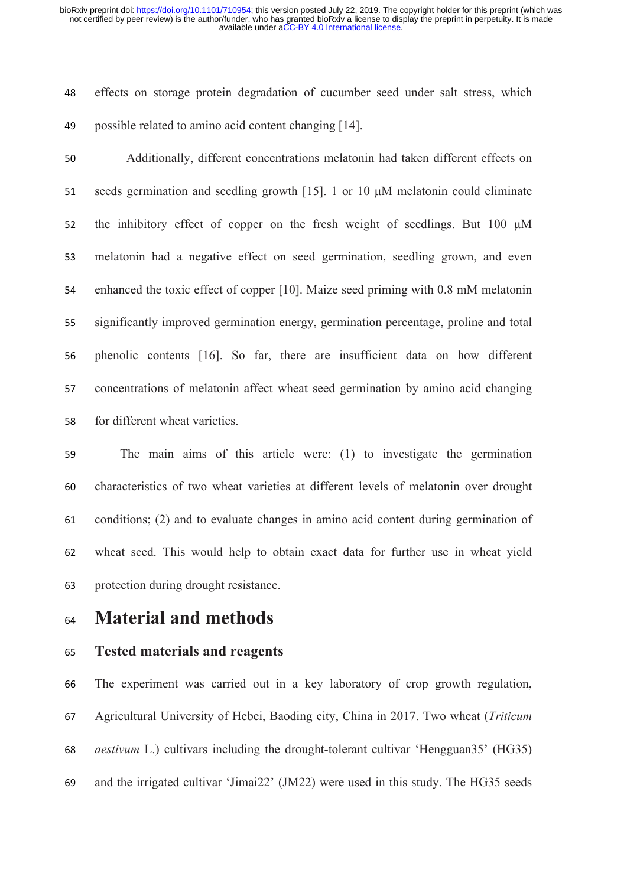effects on storage protein degradation of cucumber seed under salt stress, which possible related to amino acid content changing [14].

Additionally, different concentrations melatonin had taken different effects on seeds germination and seedling growth [15]. 1 or 10 μM melatonin could eliminate the inhibitory effect of copper on the fresh weight of seedlings. But 100 μM melatonin had a negative effect on seed germination, seedling grown, and even enhanced the toxic effect of copper [10]. Maize seed priming with 0.8 mM melatonin significantly improved germination energy, germination percentage, proline and total phenolic contents [16]. So far, there are insufficient data on how different concentrations of melatonin affect wheat seed germination by amino acid changing for different wheat varieties.

The main aims of this article were: (1) to investigate the germination characteristics of two wheat varieties at different levels of melatonin over drought conditions; (2) and to evaluate changes in amino acid content during germination of wheat seed. This would help to obtain exact data for further use in wheat yield protection during drought resistance.

# Material and methods

## Tested materials and reagents

The experiment was carried out in a key laboratory of crop growth regulation, Agricultural University of Hebei, Baoding city, China in 2017. Two wheat (*Triticum aestivum* L.) cultivars including the drought-tolerant cultivar 'Hengguan35' (HG35) and the irrigated cultivar 'Jimai22' (JM22) were used in this study. The HG35 seeds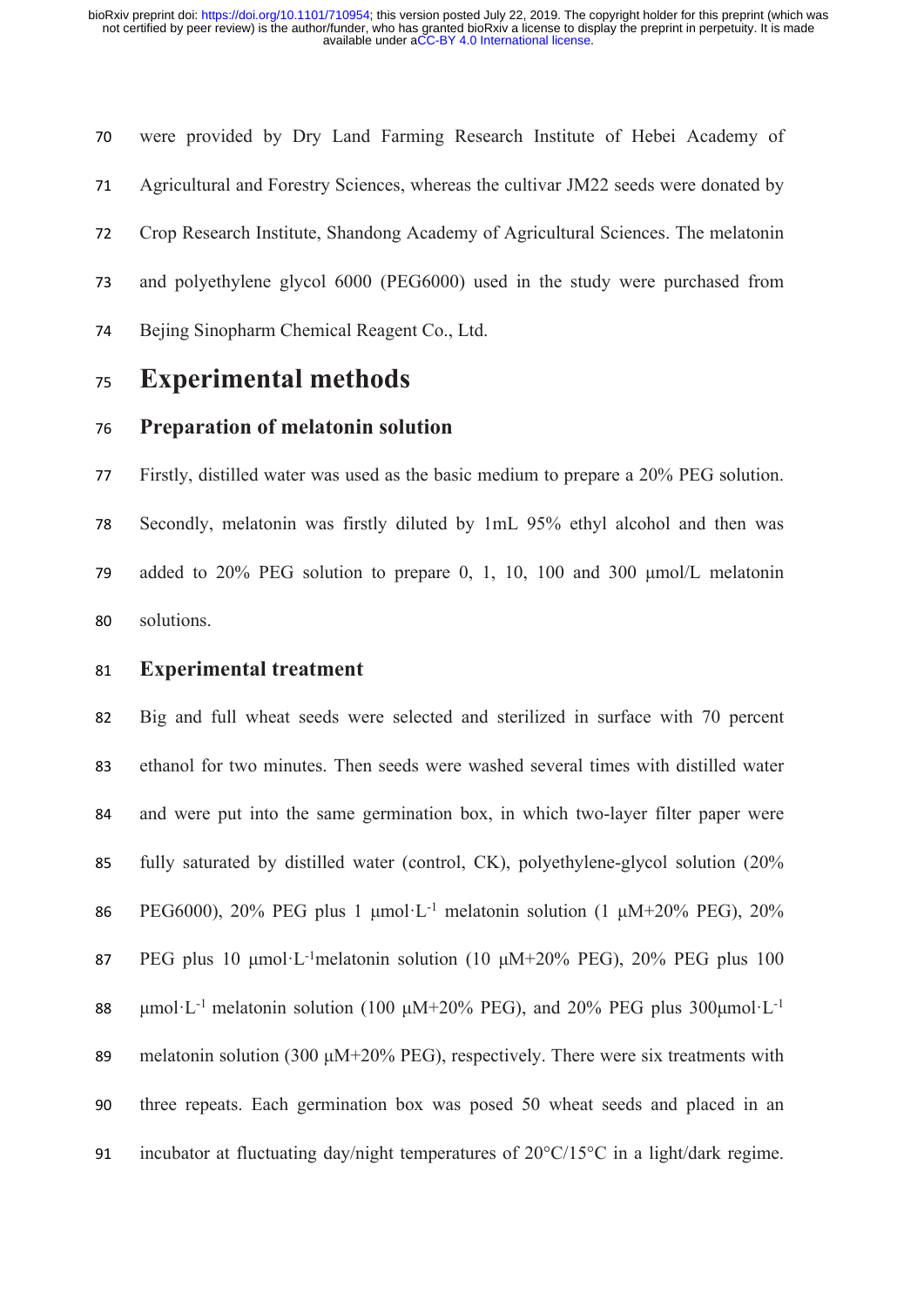were provided by Dry Land Farming Research Institute of Hebei Academy of Agricultural and Forestry Sciences, whereas the cultivar JM22 seeds were donated by Crop Research Institute, Shandong Academy of Agricultural Sciences. The melatonin and polyethylene glycol 6000 (PEG6000) used in the study were purchased from Bejing Sinopharm Chemical Reagent Co., Ltd.

# Experimental methods

## Preparation of melatonin solution

Firstly, distilled water was used as the basic medium to prepare a 20% PEG solution. Secondly, melatonin was firstly diluted by 1mL 95% ethyl alcohol and then was added to 20% PEG solution to prepare 0, 1, 10, 100 and 300 μmol/L melatonin solutions.

## Experimental treatment

Big and full wheat seeds were selected and sterilized in surface with 70 percent ethanol for two minutes. Then seeds were washed several times with distilled water and were put into the same germination box, in which two-layer filter paper were fully saturated by distilled water (control, CK), polyethylene-glycol solution (20% PEG6000), 20% PEG plus 1 $\mu mol \cdot L^{-1}$ melatonin solution (1 μM+20% PEG), 20% PEG plus 10 $\mu mol \cdot L^{-1}$melatonin solution (10 μM+20% PEG), 20% PEG plus 100 $\mu mol \cdot L^{-1}$ melatonin solution (100 μM+20% PEG), and 20% PEG plus 300$\mu mol \cdot L^{-1}$ melatonin solution (300 μM+20% PEG), respectively. There were six treatments with three repeats. Each germination box was posed 50 wheat seeds and placed in an incubator at fluctuating day/night temperatures of 20°C/15°C in a light/dark regime.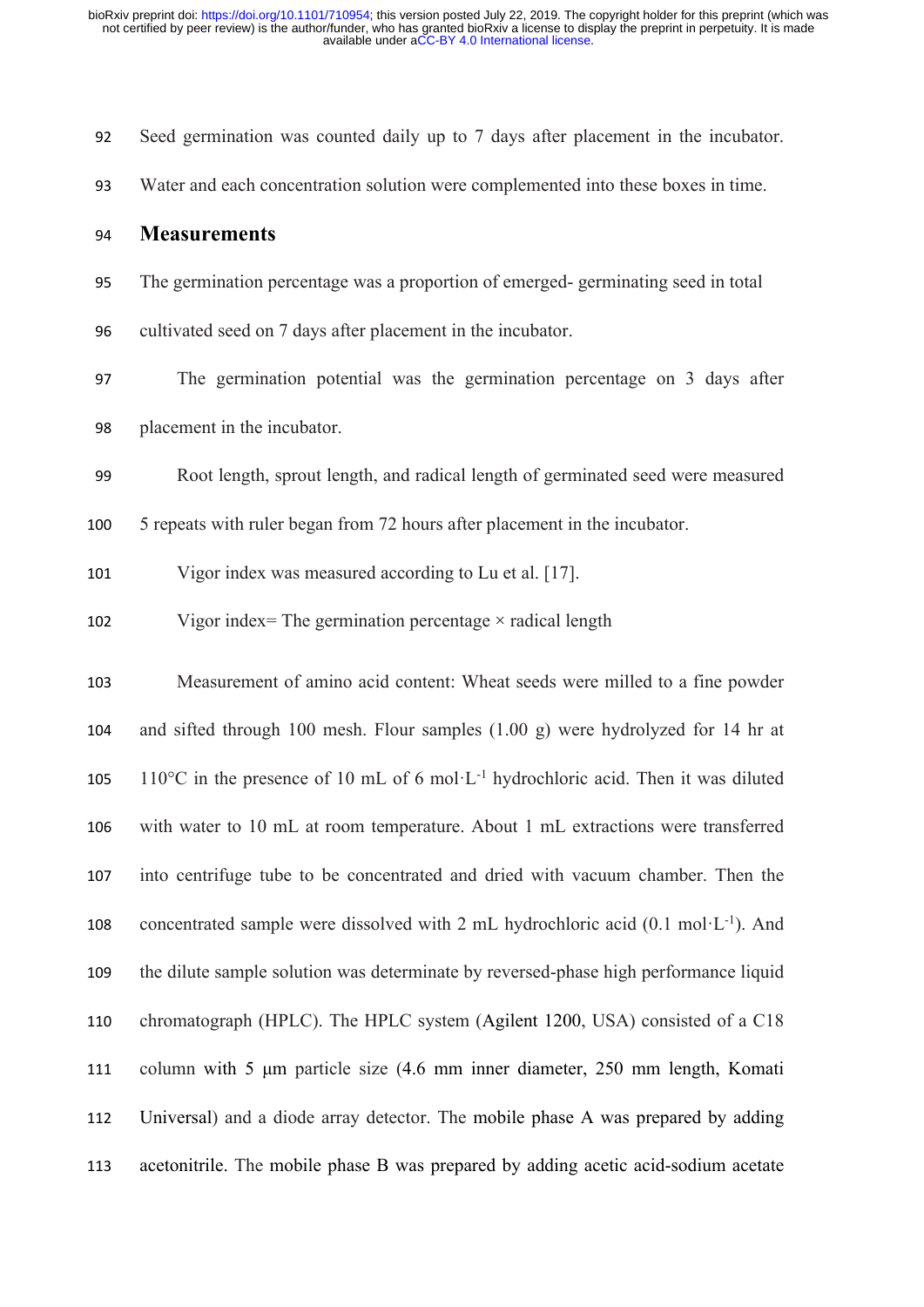Seed germination was counted daily up to 7 days after placement in the incubator. Water and each concentration solution were complemented into these boxes in time.

## Measurements

The germination percentage was a proportion of emerged- germinating seed in total cultivated seed on 7 days after placement in the incubator.

The germination potential was the germination percentage on 3 days after placement in the incubator.

Root length, sprout length, and radical length of germinated seed were measured 5 repeats with ruler began from 72 hours after placement in the incubator.

Vigor index was measured according to Lu et al. [17].

Vigor index= The germination percentage × radical length

Measurement of amino acid content: Wheat seeds were milled to a fine powder and sifted through 100 mesh. Flour samples (1.00 g) were hydrolyzed for 14 hr at 110°C in the presence of 10 mL of 6 mol·L$^{-1}$ hydrochloric acid. Then it was diluted with water to 10 mL at room temperature. About 1 mL extractions were transferred into centrifuge tube to be concentrated and dried with vacuum chamber. Then the concentrated sample were dissolved with 2 mL hydrochloric acid (0.1 mol·L$^{-1}$). And the dilute sample solution was determinate by reversed-phase high performance liquid chromatograph (HPLC). The HPLC system (Agilent 1200, USA) consisted of a C18 column with 5 μm particle size (4.6 mm inner diameter, 250 mm length, Komati Universal) and a diode array detector. The mobile phase A was prepared by adding acetonitrile. The mobile phase B was prepared by adding acetic acid-sodium acetate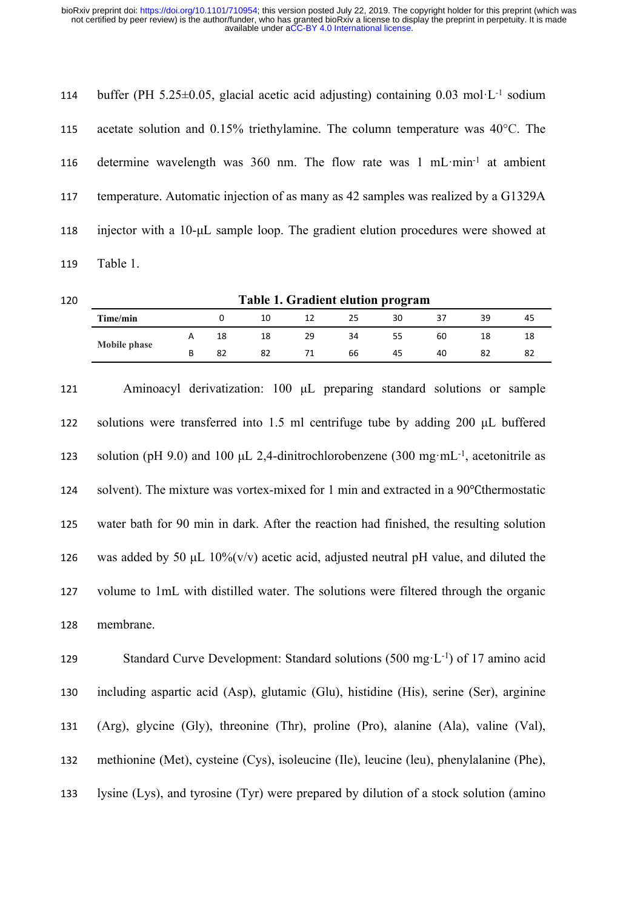buffer (PH 5.25±0.05, glacial acetic acid adjusting) containing 0.03 mol·L$^{-1}$ sodium acetate solution and 0.15% triethylamine. The column temperature was 40°C. The determine wavelength was 360 nm. The flow rate was 1 mL·min$^{-1}$ at ambient temperature. Automatic injection of as many as 42 samples was realized by a G1329A injector with a 10-μL sample loop. The gradient elution procedures were showed at Table 1.

**Table 1. Gradient elution program**

| Time/min | | 0 | 10 | 12 | 25 | 30 | 37 | 39 | 45 |
|---|---|---|---|---|---|---|---|---|---|
| Mobile phase | A | 18 | 18 | 29 | 34 | 55 | 60 | 18 | 18 |
| | B | 82 | 82 | 71 | 66 | 45 | 40 | 82 | 82 |

Aminoacyl derivatization: 100 μL preparing standard solutions or sample solutions were transferred into 1.5 ml centrifuge tube by adding 200 μL buffered solution (pH 9.0) and 100 μL 2,4-dinitrochlorobenzene (300 mg·mL$^{-1}$, acetonitrile as solvent). The mixture was vortex-mixed for 1 min and extracted in a 90℃thermostatic water bath for 90 min in dark. After the reaction had finished, the resulting solution was added by 50 μL 10%(v/v) acetic acid, adjusted neutral pH value, and diluted the volume to 1mL with distilled water. The solutions were filtered through the organic membrane.

Standard Curve Development: Standard solutions (500 mg·L$^{-1}$) of 17 amino acid including aspartic acid (Asp), glutamic (Glu), histidine (His), serine (Ser), arginine (Arg), glycine (Gly), threonine (Thr), proline (Pro), alanine (Ala), valine (Val), methionine (Met), cysteine (Cys), isoleucine (Ile), leucine (leu), phenylalanine (Phe), lysine (Lys), and tyrosine (Tyr) were prepared by dilution of a stock solution (amino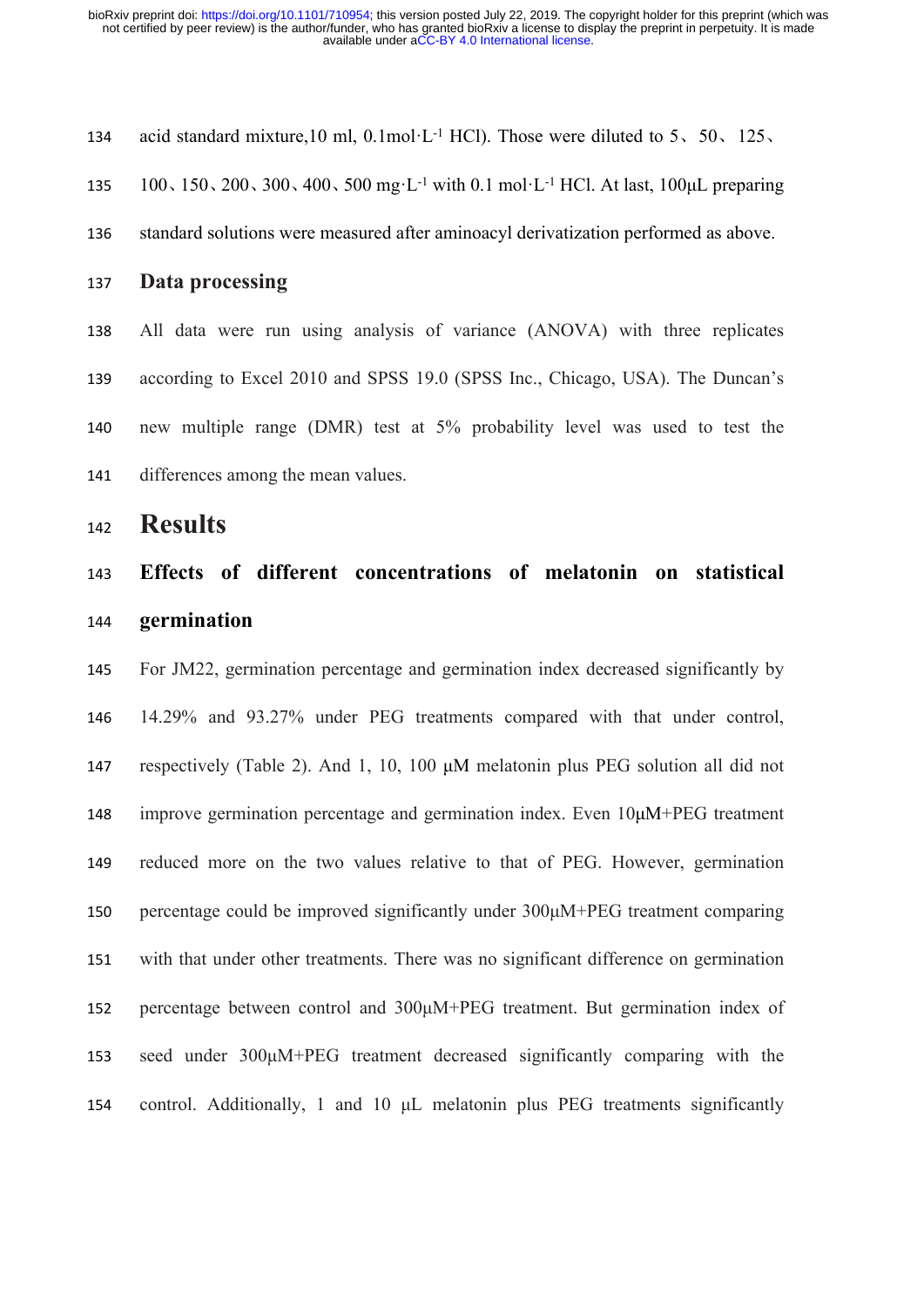acid standard mixture,10 ml, 0.1mol·L$^{-1}$ HCl). Those were diluted to 5、50、125、100、150、200、300、400、500 mg·L$^{-1}$ with 0.1 mol·L$^{-1}$ HCl. At last, 100μL preparing standard solutions were measured after aminoacyl derivatization performed as above.

### Data processing

All data were run using analysis of variance (ANOVA) with three replicates according to Excel 2010 and SPSS 19.0 (SPSS Inc., Chicago, USA). The Duncan's new multiple range (DMR) test at 5% probability level was used to test the differences among the mean values.

## Results

### Effects of different concentrations of melatonin on statistical germination

For JM22, germination percentage and germination index decreased significantly by 14.29% and 93.27% under PEG treatments compared with that under control, respectively (Table 2). And 1, 10, 100 μM melatonin plus PEG solution all did not improve germination percentage and germination index. Even 10μM+PEG treatment reduced more on the two values relative to that of PEG. However, germination percentage could be improved significantly under 300μM+PEG treatment comparing with that under other treatments. There was no significant difference on germination percentage between control and 300μM+PEG treatment. But germination index of seed under 300μM+PEG treatment decreased significantly comparing with the control. Additionally, 1 and 10 μL melatonin plus PEG treatments significantly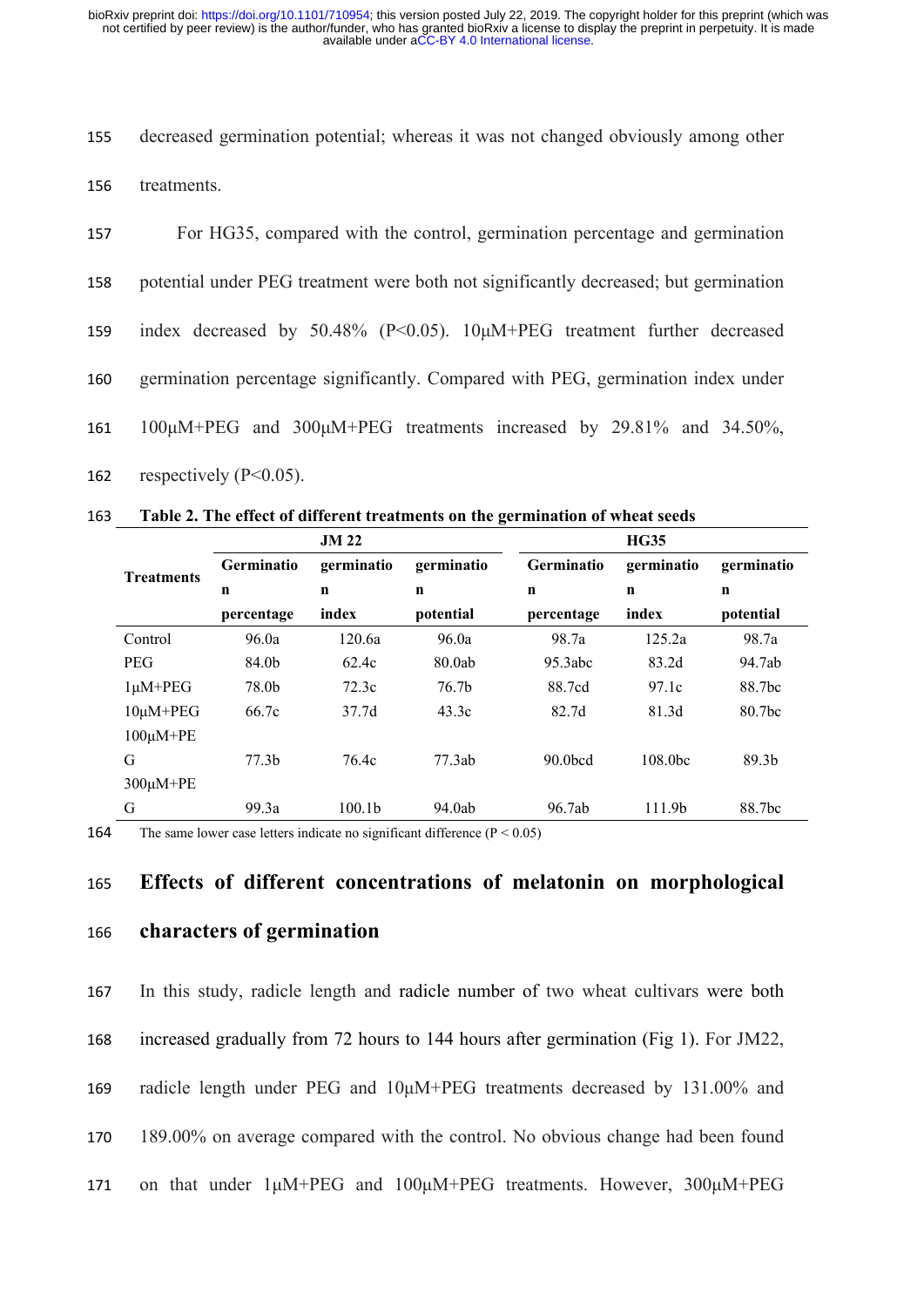decreased germination potential; whereas it was not changed obviously among other treatments.

For HG35, compared with the control, germination percentage and germination potential under PEG treatment were both not significantly decreased; but germination index decreased by 50.48% ($P<0.05$). 10μM+PEG treatment further decreased germination percentage significantly. Compared with PEG, germination index under 100μM+PEG and 300μM+PEG treatments increased by 29.81% and 34.50%, respectively ($P<0.05$).

**Table 2. The effect of different treatments on the germination of wheat seeds**

| Treatments | JM 22 | | | HG35 | | |
|---|---|---|---|---|---|---|
| | Germination percentage | germination index | germination potential | Germination percentage | germination index | germination potential |
| Control | 96.0a | 120.6a | 96.0a | 98.7a | 125.2a | 98.7a |
| PEG | 84.0b | 62.4c | 80.0ab | 95.3abc | 83.2d | 94.7ab |
| 1μM+PEG | 78.0b | 72.3c | 76.7b | 88.7cd | 97.1c | 88.7bc |
| 10μM+PEG | 66.7c | 37.7d | 43.3c | 82.7d | 81.3d | 80.7bc |
| 100μM+PEG | 77.3b | 76.4c | 77.3ab | 90.0bcd | 108.0bc | 89.3b |
| 300μM+PEG | 99.3a | 100.1b | 94.0ab | 96.7ab | 111.9b | 88.7bc |

The same lower case letters indicate no significant difference ($P < 0.05$)

## Effects of different concentrations of melatonin on morphological characters of germination

In this study, radicle length and radicle number of two wheat cultivars were both increased gradually from 72 hours to 144 hours after germination (Fig 1). For JM22, radicle length under PEG and 10μM+PEG treatments decreased by 131.00% and 189.00% on average compared with the control. No obvious change had been found on that under 1μM+PEG and 100μM+PEG treatments. However, 300μM+PEG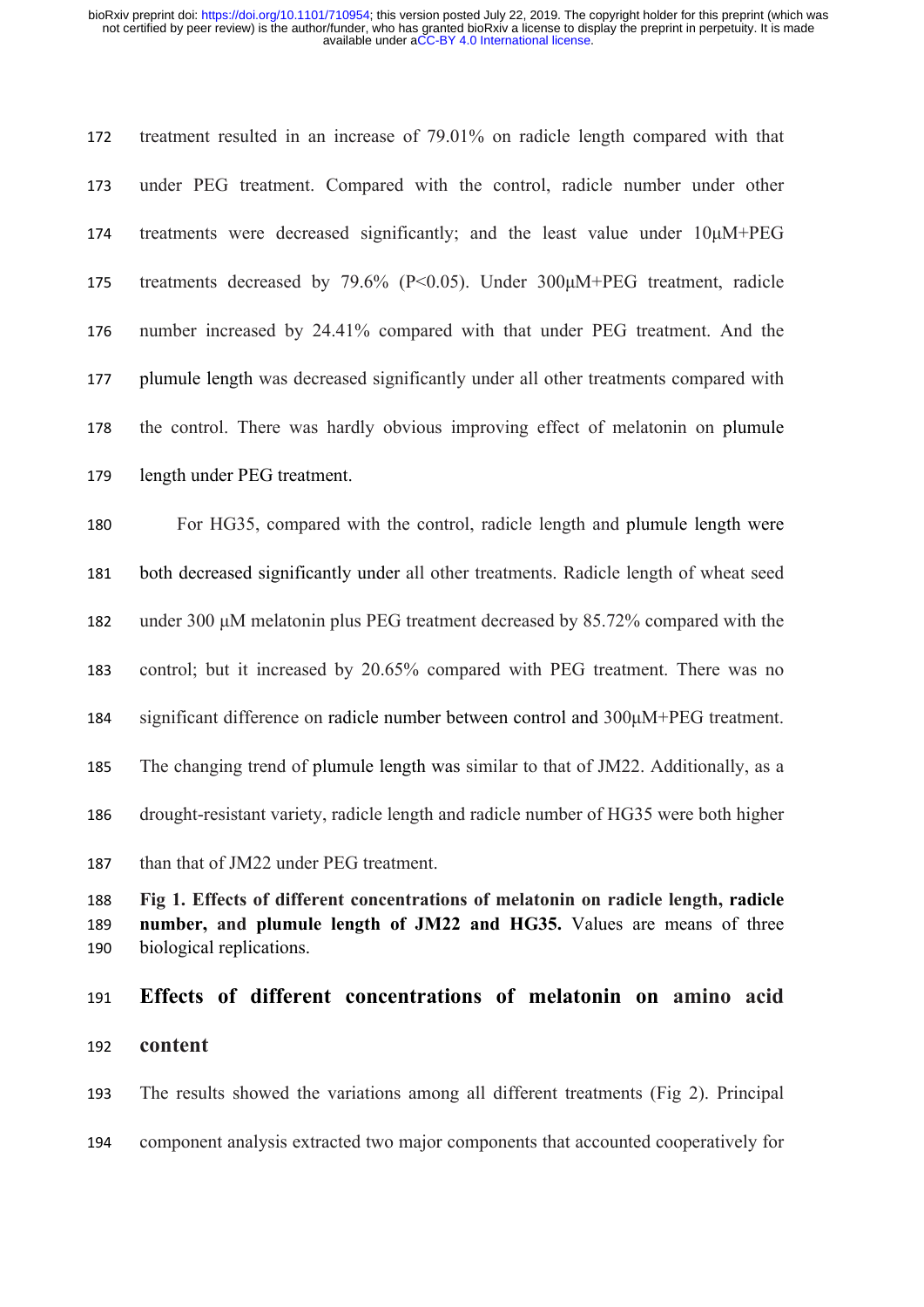treatment resulted in an increase of 79.01% on radicle length compared with that under PEG treatment. Compared with the control, radicle number under other treatments were decreased significantly; and the least value under 10μM+PEG treatments decreased by 79.6% ($P<0.05$). Under 300μM+PEG treatment, radicle number increased by 24.41% compared with that under PEG treatment. And the plumule length was decreased significantly under all other treatments compared with the control. There was hardly obvious improving effect of melatonin on plumule length under PEG treatment.

For HG35, compared with the control, radicle length and plumule length were both decreased significantly under all other treatments. Radicle length of wheat seed under 300 μM melatonin plus PEG treatment decreased by 85.72% compared with the control; but it increased by 20.65% compared with PEG treatment. There was no significant difference on radicle number between control and 300μM+PEG treatment. The changing trend of plumule length was similar to that of JM22. Additionally, as a drought-resistant variety, radicle length and radicle number of HG35 were both higher than that of JM22 under PEG treatment.

**Fig 1. Effects of different concentrations of melatonin on radicle length, radicle number, and plumule length of JM22 and HG35.** Values are means of three biological replications.

## Effects of different concentrations of melatonin on amino acid content

The results showed the variations among all different treatments (Fig 2). Principal component analysis extracted two major components that accounted cooperatively for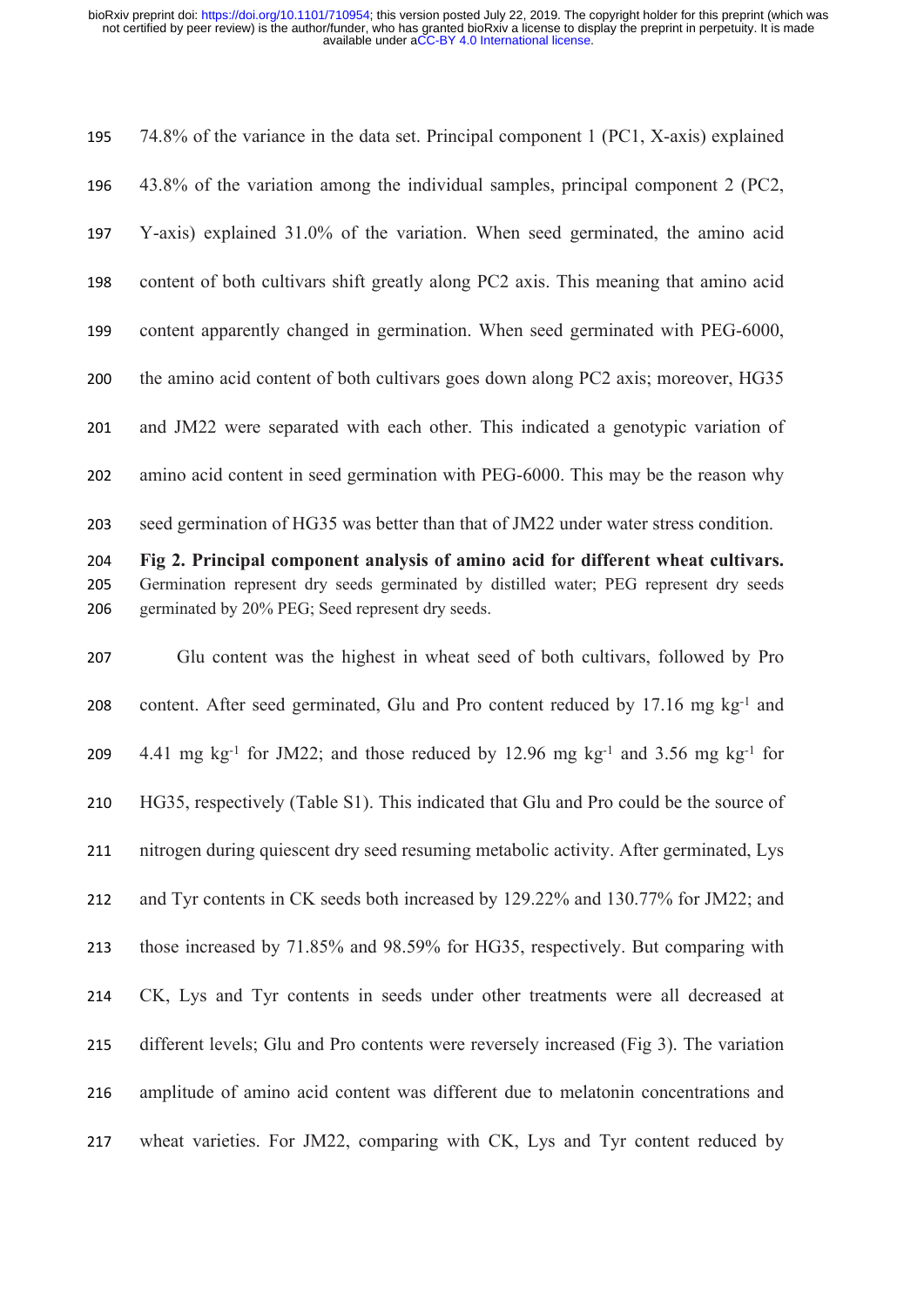74.8% of the variance in the data set. Principal component 1 (PC1, X-axis) explained 43.8% of the variation among the individual samples, principal component 2 (PC2, Y-axis) explained 31.0% of the variation. When seed germinated, the amino acid content of both cultivars shift greatly along PC2 axis. This meaning that amino acid content apparently changed in germination. When seed germinated with PEG-6000, the amino acid content of both cultivars goes down along PC2 axis; moreover, HG35 and JM22 were separated with each other. This indicated a genotypic variation of amino acid content in seed germination with PEG-6000. This may be the reason why seed germination of HG35 was better than that of JM22 under water stress condition.

**Fig 2. Principal component analysis of amino acid for different wheat cultivars.** Germination represent dry seeds germinated by distilled water; PEG represent dry seeds germinated by 20% PEG; Seed represent dry seeds.

Glu content was the highest in wheat seed of both cultivars, followed by Pro content. After seed germinated, Glu and Pro content reduced by 17.16 mg $kg^{-1}$ and 4.41 mg $kg^{-1}$ for JM22; and those reduced by 12.96 mg $kg^{-1}$ and 3.56 mg $kg^{-1}$ for HG35, respectively (Table S1). This indicated that Glu and Pro could be the source of nitrogen during quiescent dry seed resuming metabolic activity. After germinated, Lys and Tyr contents in CK seeds both increased by 129.22% and 130.77% for JM22; and those increased by 71.85% and 98.59% for HG35, respectively. But comparing with CK, Lys and Tyr contents in seeds under other treatments were all decreased at different levels; Glu and Pro contents were reversely increased (Fig 3). The variation amplitude of amino acid content was different due to melatonin concentrations and wheat varieties. For JM22, comparing with CK, Lys and Tyr content reduced by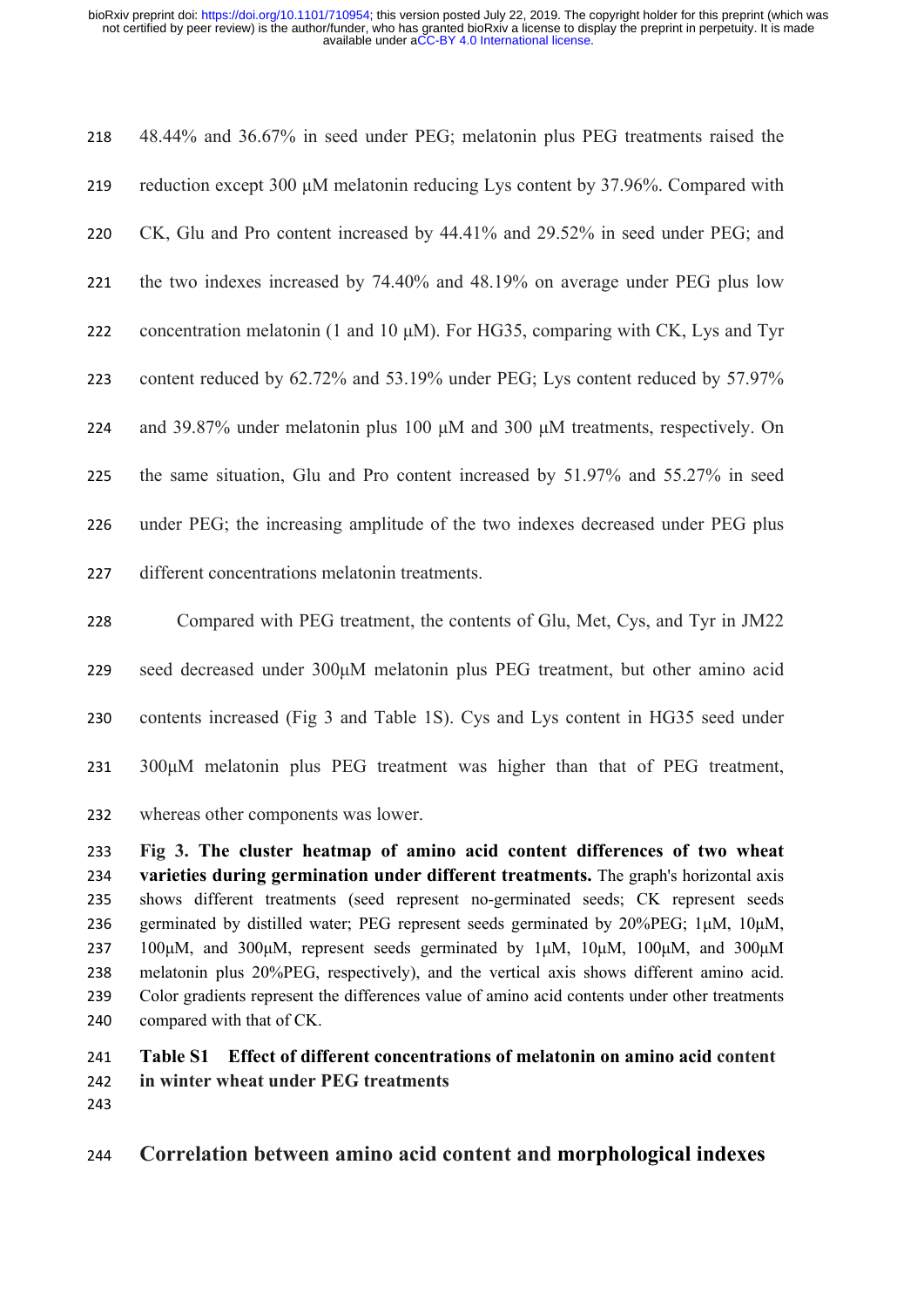48.44% and 36.67% in seed under PEG; melatonin plus PEG treatments raised the reduction except 300 μM melatonin reducing Lys content by 37.96%. Compared with CK, Glu and Pro content increased by 44.41% and 29.52% in seed under PEG; and the two indexes increased by 74.40% and 48.19% on average under PEG plus low concentration melatonin (1 and 10 μM). For HG35, comparing with CK, Lys and Tyr content reduced by 62.72% and 53.19% under PEG; Lys content reduced by 57.97% and 39.87% under melatonin plus 100 μM and 300 μM treatments, respectively. On the same situation, Glu and Pro content increased by 51.97% and 55.27% in seed under PEG; the increasing amplitude of the two indexes decreased under PEG plus different concentrations melatonin treatments.

Compared with PEG treatment, the contents of Glu, Met, Cys, and Tyr in JM22 seed decreased under 300μM melatonin plus PEG treatment, but other amino acid contents increased (Fig 3 and Table 1S). Cys and Lys content in HG35 seed under 300μM melatonin plus PEG treatment was higher than that of PEG treatment, whereas other components was lower.

**Fig 3. The cluster heatmap of amino acid content differences of two wheat varieties during germination under different treatments.** The graph's horizontal axis shows different treatments (seed represent no-germinated seeds; CK represent seeds germinated by distilled water; PEG represent seeds germinated by 20%PEG; 1μM, 10μM, 100μM, and 300μM, represent seeds germinated by 1μM, 10μM, 100μM, and 300μM melatonin plus 20%PEG, respectively), and the vertical axis shows different amino acid. Color gradients represent the differences value of amino acid contents under other treatments compared with that of CK.

**Table S1 Effect of different concentrations of melatonin on amino acid content in winter wheat under PEG treatments**

## Correlation between amino acid content and morphological indexes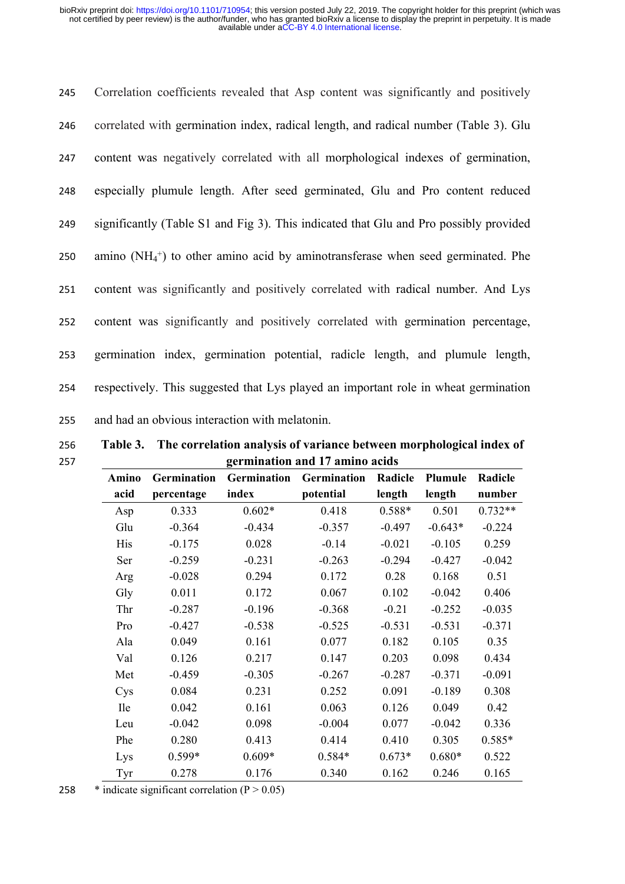Correlation coefficients revealed that Asp content was significantly and positively correlated with germination index, radical length, and radical number (Table 3). Glu content was negatively correlated with all morphological indexes of germination, especially plumule length. After seed germinated, Glu and Pro content reduced significantly (Table S1 and Fig 3). This indicated that Glu and Pro possibly provided amino ($NH_4^+$) to other amino acid by aminotransferase when seed germinated. Phe content was significantly and positively correlated with radical number. And Lys content was significantly and positively correlated with germination percentage, germination index, germination potential, radicle length, and plumule length, respectively. This suggested that Lys played an important role in wheat germination and had an obvious interaction with melatonin.

**Table 3. The correlation analysis of variance between morphological index of germination and 17 amino acids**

| Amino acid | Germination percentage | Germination index | Germination potential | Radicle length | Plumule length | Radicle number |
|---|---|---|---|---|---|---|
| Asp | 0.333 | 0.602* | 0.418 | 0.588* | 0.501 | 0.732** |
| Glu | -0.364 | -0.434 | -0.357 | -0.497 | -0.643* | -0.224 |
| His | -0.175 | 0.028 | -0.14 | -0.021 | -0.105 | 0.259 |
| Ser | -0.259 | -0.231 | -0.263 | -0.294 | -0.427 | -0.042 |
| Arg | -0.028 | 0.294 | 0.172 | 0.28 | 0.168 | 0.51 |
| Gly | 0.011 | 0.172 | 0.067 | 0.102 | -0.042 | 0.406 |
| Thr | -0.287 | -0.196 | -0.368 | -0.21 | -0.252 | -0.035 |
| Pro | -0.427 | -0.538 | -0.525 | -0.531 | -0.531 | -0.371 |
| Ala | 0.049 | 0.161 | 0.077 | 0.182 | 0.105 | 0.35 |
| Val | 0.126 | 0.217 | 0.147 | 0.203 | 0.098 | 0.434 |
| Met | -0.459 | -0.305 | -0.267 | -0.287 | -0.371 | -0.091 |
| Cys | 0.084 | 0.231 | 0.252 | 0.091 | -0.189 | 0.308 |
| Ile | 0.042 | 0.161 | 0.063 | 0.126 | 0.049 | 0.42 |
| Leu | -0.042 | 0.098 | -0.004 | 0.077 | -0.042 | 0.336 |
| Phe | 0.280 | 0.413 | 0.414 | 0.410 | 0.305 | 0.585* |
| Lys | 0.599* | 0.609* | 0.584* | 0.673* | 0.680* | 0.522 |
| Tyr | 0.278 | 0.176 | 0.340 | 0.162 | 0.246 | 0.165 |

* indicate significant correlation ($P > 0.05$)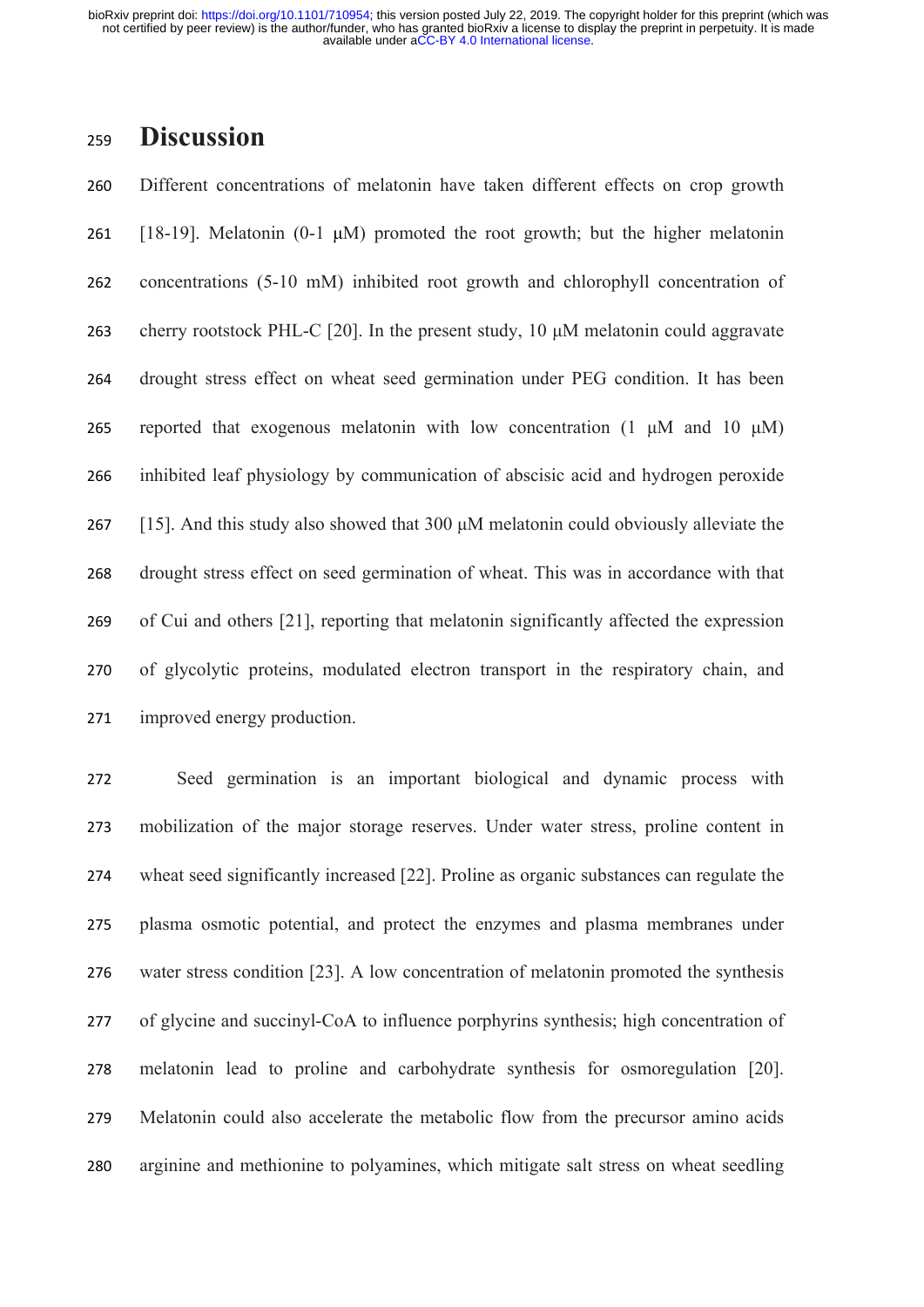# Discussion

Different concentrations of melatonin have taken different effects on crop growth [18-19]. Melatonin (0-1 μM) promoted the root growth; but the higher melatonin concentrations (5-10 mM) inhibited root growth and chlorophyll concentration of cherry rootstock PHL-C [20]. In the present study, 10 μM melatonin could aggravate drought stress effect on wheat seed germination under PEG condition. It has been reported that exogenous melatonin with low concentration (1 μM and 10 μM) inhibited leaf physiology by communication of abscisic acid and hydrogen peroxide [15]. And this study also showed that 300 μM melatonin could obviously alleviate the drought stress effect on seed germination of wheat. This was in accordance with that of Cui and others [21], reporting that melatonin significantly affected the expression of glycolytic proteins, modulated electron transport in the respiratory chain, and improved energy production.

Seed germination is an important biological and dynamic process with mobilization of the major storage reserves. Under water stress, proline content in wheat seed significantly increased [22]. Proline as organic substances can regulate the plasma osmotic potential, and protect the enzymes and plasma membranes under water stress condition [23]. A low concentration of melatonin promoted the synthesis of glycine and succinyl-CoA to influence porphyrins synthesis; high concentration of melatonin lead to proline and carbohydrate synthesis for osmoregulation [20]. Melatonin could also accelerate the metabolic flow from the precursor amino acids arginine and methionine to polyamines, which mitigate salt stress on wheat seedling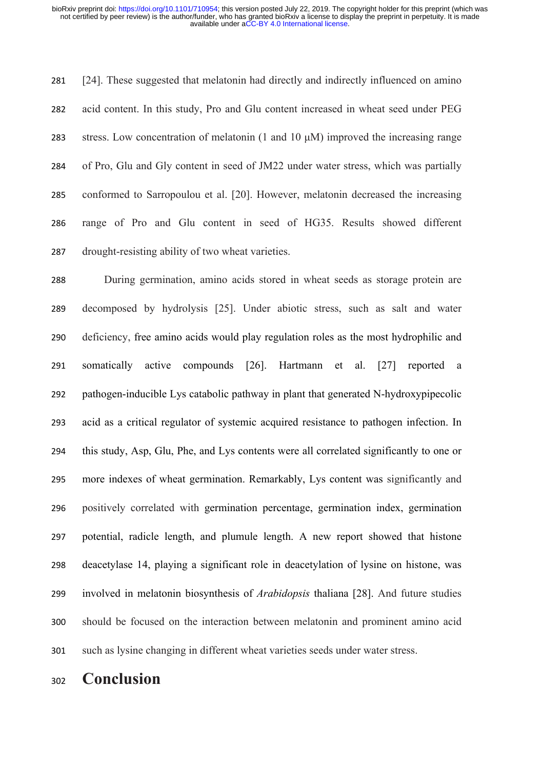[24]. These suggested that melatonin had directly and indirectly influenced on amino acid content. In this study, Pro and Glu content increased in wheat seed under PEG stress. Low concentration of melatonin (1 and 10 μM) improved the increasing range of Pro, Glu and Gly content in seed of JM22 under water stress, which was partially conformed to Sarropoulou et al. [20]. However, melatonin decreased the increasing range of Pro and Glu content in seed of HG35. Results showed different drought-resisting ability of two wheat varieties.

During germination, amino acids stored in wheat seeds as storage protein are decomposed by hydrolysis [25]. Under abiotic stress, such as salt and water deficiency, free amino acids would play regulation roles as the most hydrophilic and somatically active compounds [26]. Hartmann et al. [27] reported a pathogen-inducible Lys catabolic pathway in plant that generated N-hydroxypipecolic acid as a critical regulator of systemic acquired resistance to pathogen infection. In this study, Asp, Glu, Phe, and Lys contents were all correlated significantly to one or more indexes of wheat germination. Remarkably, Lys content was significantly and positively correlated with germination percentage, germination index, germination potential, radicle length, and plumule length. A new report showed that histone deacetylase 14, playing a significant role in deacetylation of lysine on histone, was involved in melatonin biosynthesis of *Arabidopsis* thaliana [28]. And future studies should be focused on the interaction between melatonin and prominent amino acid such as lysine changing in different wheat varieties seeds under water stress.

# Conclusion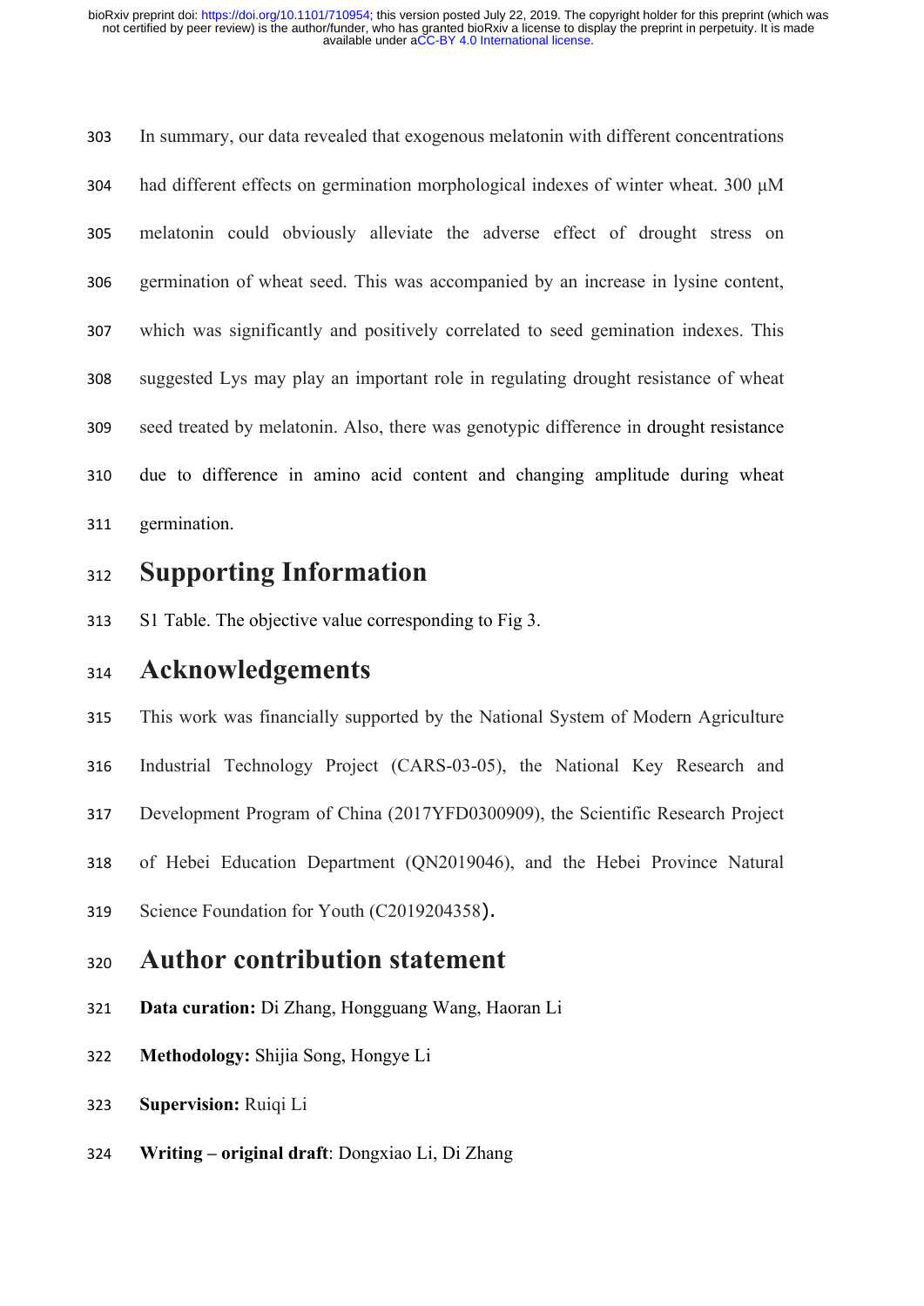In summary, our data revealed that exogenous melatonin with different concentrations had different effects on germination morphological indexes of winter wheat. 300 μM melatonin could obviously alleviate the adverse effect of drought stress on germination of wheat seed. This was accompanied by an increase in lysine content, which was significantly and positively correlated to seed gemination indexes. This suggested Lys may play an important role in regulating drought resistance of wheat seed treated by melatonin. Also, there was genotypic difference in drought resistance due to difference in amino acid content and changing amplitude during wheat germination.

# Supporting Information

S1 Table. The objective value corresponding to Fig 3.

# Acknowledgements

This work was financially supported by the National System of Modern Agriculture Industrial Technology Project (CARS-03-05), the National Key Research and Development Program of China (2017YFD0300909), the Scientific Research Project of Hebei Education Department (QN2019046), and the Hebei Province Natural Science Foundation for Youth (C2019204358).

# Author contribution statement

**Data curation:** Di Zhang, Hongguang Wang, Haoran Li

**Methodology:** Shijia Song, Hongye Li

**Supervision:** Ruiqi Li

**Writing – original draft**: Dongxiao Li, Di Zhang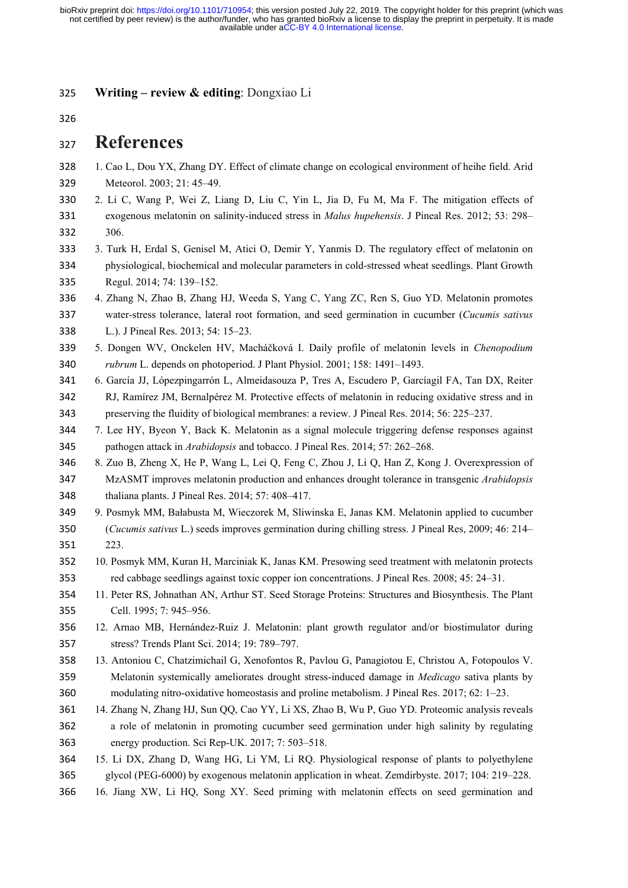**Writing – review & editing**: Dongxiao Li

# References

1. Cao L, Dou YX, Zhang DY. Effect of climate change on ecological environment of heihe field. Arid Meteorol. 2003; 21: 45–49.
2. Li C, Wang P, Wei Z, Liang D, Liu C, Yin L, Jia D, Fu M, Ma F. The mitigation effects of exogenous melatonin on salinity-induced stress in *Malus hupehensis*. J Pineal Res. 2012; 53: 298–306.
3. Turk H, Erdal S, Genisel M, Atici O, Demir Y, Yanmis D. The regulatory effect of melatonin on physiological, biochemical and molecular parameters in cold-stressed wheat seedlings. Plant Growth Regul. 2014; 74: 139–152.
4. Zhang N, Zhao B, Zhang HJ, Weeda S, Yang C, Yang ZC, Ren S, Guo YD. Melatonin promotes water-stress tolerance, lateral root formation, and seed germination in cucumber (*Cucumis sativus* L.). J Pineal Res. 2013; 54: 15–23.
5. Dongen WV, Onckelen HV, Macháčková I. Daily profile of melatonin levels in *Chenopodium rubrum* L. depends on photoperiod. J Plant Physiol. 2001; 158: 1491–1493.
6. García JJ, Lópezpingarrón L, Almeidasouza P, Tres A, Escudero P, Garcíagil FA, Tan DX, Reiter RJ, Ramírez JM, Bernalpérez M. Protective effects of melatonin in reducing oxidative stress and in preserving the fluidity of biological membranes: a review. J Pineal Res. 2014; 56: 225–237.
7. Lee HY, Byeon Y, Back K. Melatonin as a signal molecule triggering defense responses against pathogen attack in *Arabidopsis* and tobacco. J Pineal Res. 2014; 57: 262–268.
8. Zuo B, Zheng X, He P, Wang L, Lei Q, Feng C, Zhou J, Li Q, Han Z, Kong J. Overexpression of MzASMT improves melatonin production and enhances drought tolerance in transgenic *Arabidopsis* thaliana plants. J Pineal Res. 2014; 57: 408–417.
9. Posmyk MM, Bałabusta M, Wieczorek M, Sliwinska E, Janas KM. Melatonin applied to cucumber (*Cucumis sativus* L.) seeds improves germination during chilling stress. J Pineal Res, 2009; 46: 214–223.
10. Posmyk MM, Kuran H, Marciniak K, Janas KM. Presowing seed treatment with melatonin protects red cabbage seedlings against toxic copper ion concentrations. J Pineal Res. 2008; 45: 24–31.
11. Peter RS, Johnathan AN, Arthur ST. Seed Storage Proteins: Structures and Biosynthesis. The Plant Cell. 1995; 7: 945–956.
12. Arnao MB, Hernández-Ruiz J. Melatonin: plant growth regulator and/or biostimulator during stress? Trends Plant Sci. 2014; 19: 789–797.
13. Antoniou C, Chatzimichail G, Xenofontos R, Pavlou G, Panagiotou E, Christou A, Fotopoulos V. Melatonin systemically ameliorates drought stress-induced damage in *Medicago* sativa plants by modulating nitro-oxidative homeostasis and proline metabolism. J Pineal Res. 2017; 62: 1–23.
14. Zhang N, Zhang HJ, Sun QQ, Cao YY, Li XS, Zhao B, Wu P, Guo YD. Proteomic analysis reveals a role of melatonin in promoting cucumber seed germination under high salinity by regulating energy production. Sci Rep-UK. 2017; 7: 503–518.
15. Li DX, Zhang D, Wang HG, Li YM, Li RQ. Physiological response of plants to polyethylene glycol (PEG-6000) by exogenous melatonin application in wheat. Zemdirbyste. 2017; 104: 219–228.
16. Jiang XW, Li HQ, Song XY. Seed priming with melatonin effects on seed germination and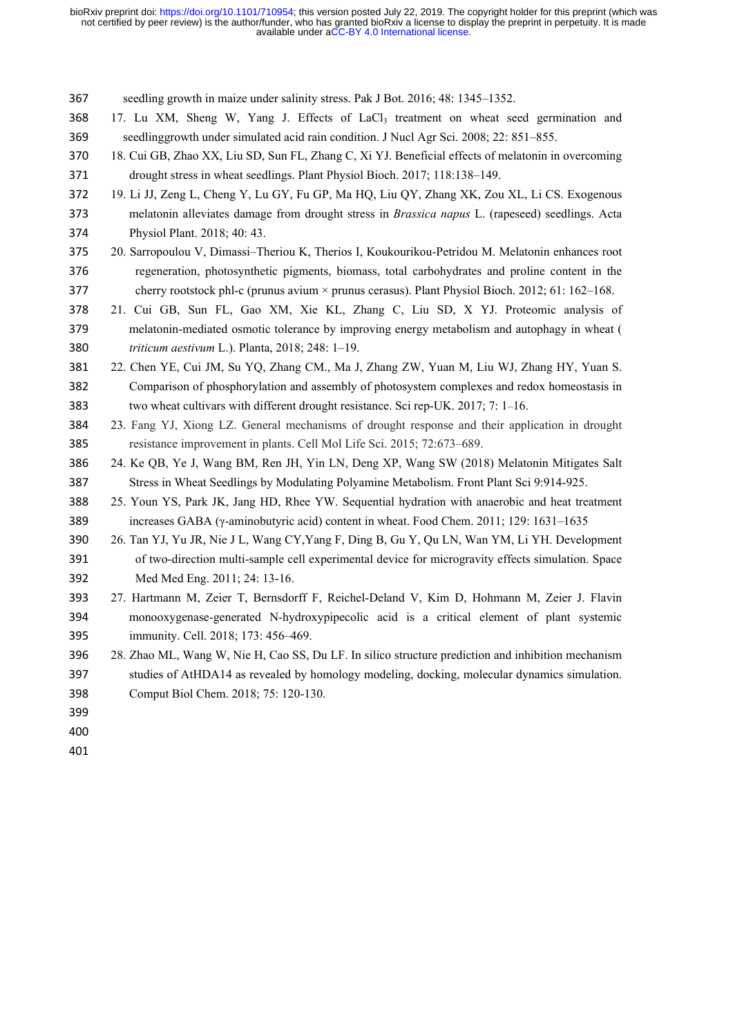seedling growth in maize under salinity stress. Pak J Bot. 2016; 48: 1345–1352.

17. Lu XM, Sheng W, Yang J. Effects of $LaCl_3$ treatment on wheat seed germination and seedlinggrowth under simulated acid rain condition. J Nucl Agr Sci. 2008; 22: 851–855.
18. Cui GB, Zhao XX, Liu SD, Sun FL, Zhang C, Xi YJ. Beneficial effects of melatonin in overcoming drought stress in wheat seedlings. Plant Physiol Bioch. 2017; 118:138–149.
19. Li JJ, Zeng L, Cheng Y, Lu GY, Fu GP, Ma HQ, Liu QY, Zhang XK, Zou XL, Li CS. Exogenous melatonin alleviates damage from drought stress in *Brassica napus* L. (rapeseed) seedlings. Acta Physiol Plant. 2018; 40: 43.
20. Sarropoulou V, Dimassi–Theriou K, Therios I, Koukourikou-Petridou M. Melatonin enhances root regeneration, photosynthetic pigments, biomass, total carbohydrates and proline content in the cherry rootstock phl-c (prunus avium × prunus cerasus). Plant Physiol Bioch. 2012; 61: 162–168.
21. Cui GB, Sun FL, Gao XM, Xie KL, Zhang C, Liu SD, X YJ. Proteomic analysis of melatonin-mediated osmotic tolerance by improving energy metabolism and autophagy in wheat ( *triticum aestivum* L.). Planta, 2018; 248: 1–19.
22. Chen YE, Cui JM, Su YQ, Zhang CM., Ma J, Zhang ZW, Yuan M, Liu WJ, Zhang HY, Yuan S. Comparison of phosphorylation and assembly of photosystem complexes and redox homeostasis in two wheat cultivars with different drought resistance. Sci rep-UK. 2017; 7: 1–16.
23. Fang YJ, Xiong LZ. General mechanisms of drought response and their application in drought resistance improvement in plants. Cell Mol Life Sci. 2015; 72:673–689.
24. Ke QB, Ye J, Wang BM, Ren JH, Yin LN, Deng XP, Wang SW (2018) Melatonin Mitigates Salt Stress in Wheat Seedlings by Modulating Polyamine Metabolism. Front Plant Sci 9:914-925.
25. Youn YS, Park JK, Jang HD, Rhee YW. Sequential hydration with anaerobic and heat treatment increases GABA (γ-aminobutyric acid) content in wheat. Food Chem. 2011; 129: 1631–1635
26. Tan YJ, Yu JR, Nie J L, Wang CY,Yang F, Ding B, Gu Y, Qu LN, Wan YM, Li YH. Development of two-direction multi-sample cell experimental device for microgravity effects simulation. Space Med Med Eng. 2011; 24: 13-16.
27. Hartmann M, Zeier T, Bernsdorff F, Reichel-Deland V, Kim D, Hohmann M, Zeier J. Flavin monooxygenase-generated N-hydroxypipecolic acid is a critical element of plant systemic immunity. Cell. 2018; 173: 456–469.
28. Zhao ML, Wang W, Nie H, Cao SS, Du LF. In silico structure prediction and inhibition mechanism studies of AtHDA14 as revealed by homology modeling, docking, molecular dynamics simulation. Comput Biol Chem. 2018; 75: 120-130.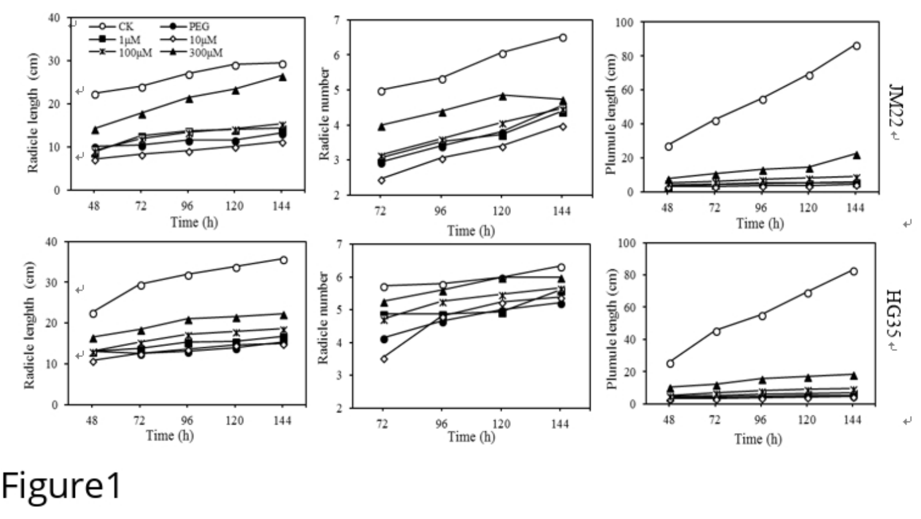Figure1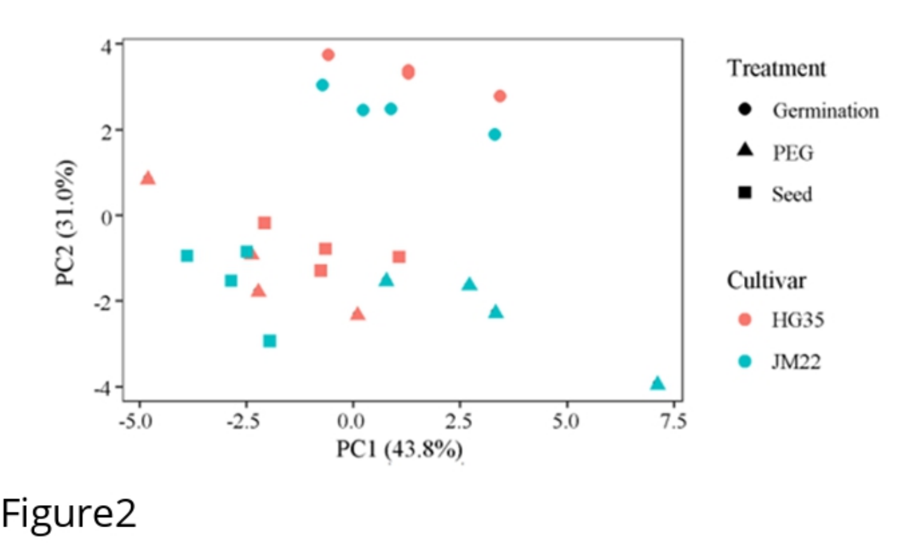Figure2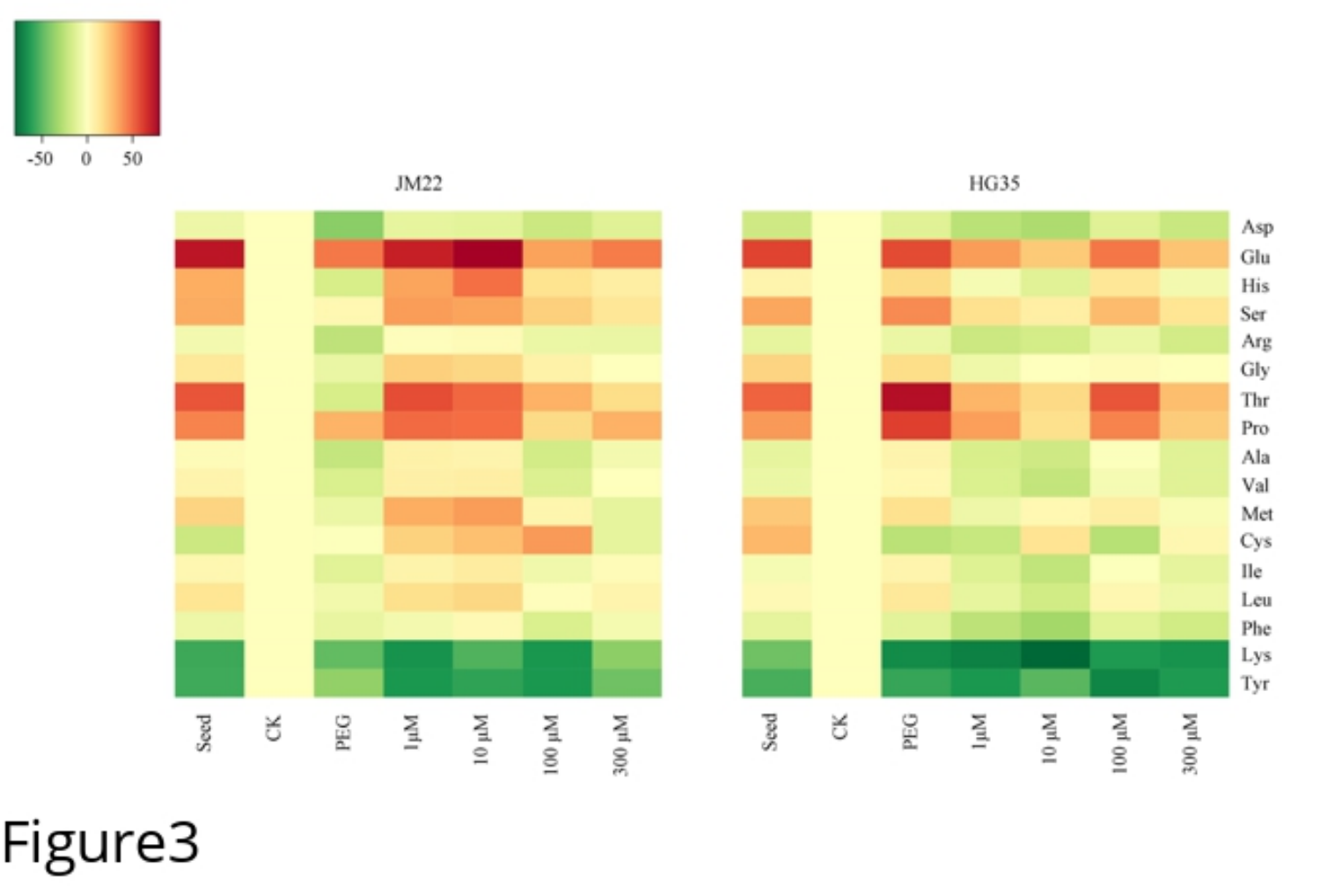-50
0
50

JM22

HG35

Asp
Glu
His
Ser
Arg
Gly
Thr
Pro
Ala
Val
Met
Cys
Ile
Leu
Phe
Lys
Tyr

Seed
CK
PEG
1μM
10 μM
100 μM
300 μM

Seed
CK
PEG
1μM
10 μM
100 μM
300 μM

Figure3